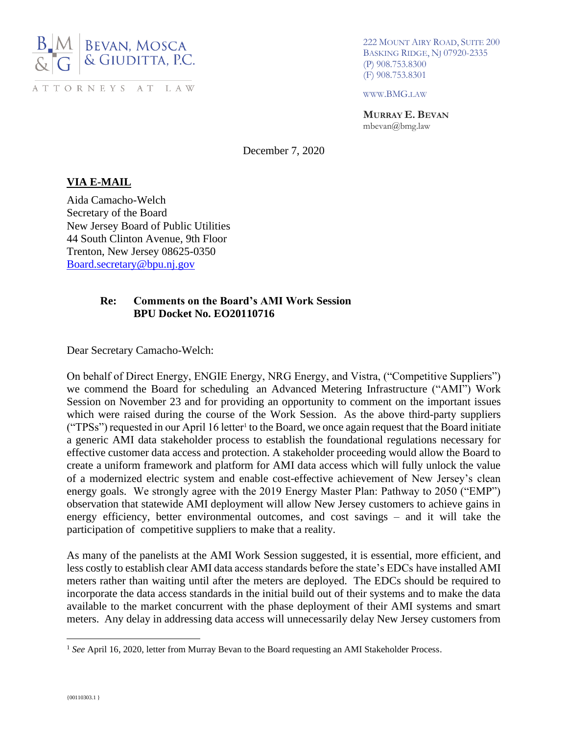BEVAN, MOSCA & GIUDITTA, P.C.

ATTORNEYS AT LAW

222 MOUNT AIRY ROAD, SUITE 200
BASKING RIDGE, NJ 07920-2335
(P) 908.753.8300
(F) 908.753.8301

WWW.BMG.LAW

**MURRAY E. BEVAN**
mbevan@bmg.law

December 7, 2020

**VIA E-MAIL**

Aida Camacho-Welch
Secretary of the Board
New Jersey Board of Public Utilities
44 South Clinton Avenue, 9th Floor
Trenton, New Jersey 08625-0350
Board.secretary@bpu.nj.gov

**Re: Comments on the Board's AMI Work Session**
**BPU Docket No. EO20110716**

Dear Secretary Camacho-Welch:

On behalf of Direct Energy, ENGIE Energy, NRG Energy, and Vistra, ("Competitive Suppliers") we commend the Board for scheduling an Advanced Metering Infrastructure ("AMI") Work Session on November 23 and for providing an opportunity to comment on the important issues which were raised during the course of the Work Session. As the above third-party suppliers ("TPSs") requested in our April 16 letter[1] to the Board, we once again request that the Board initiate a generic AMI data stakeholder process to establish the foundational regulations necessary for effective customer data access and protection. A stakeholder proceeding would allow the Board to create a uniform framework and platform for AMI data access which will fully unlock the value of a modernized electric system and enable cost-effective achievement of New Jersey's clean energy goals. We strongly agree with the 2019 Energy Master Plan: Pathway to 2050 ("EMP") observation that statewide AMI deployment will allow New Jersey customers to achieve gains in energy efficiency, better environmental outcomes, and cost savings – and it will take the participation of competitive suppliers to make that a reality.

As many of the panelists at the AMI Work Session suggested, it is essential, more efficient, and less costly to establish clear AMI data access standards before the state's EDCs have installed AMI meters rather than waiting until after the meters are deployed. The EDCs should be required to incorporate the data access standards in the initial build out of their systems and to make the data available to the market concurrent with the phase deployment of their AMI systems and smart meters. Any delay in addressing data access will unnecessarily delay New Jersey customers from

[1] *See* April 16, 2020, letter from Murray Bevan to the Board requesting an AMI Stakeholder Process.

{00110303.1 }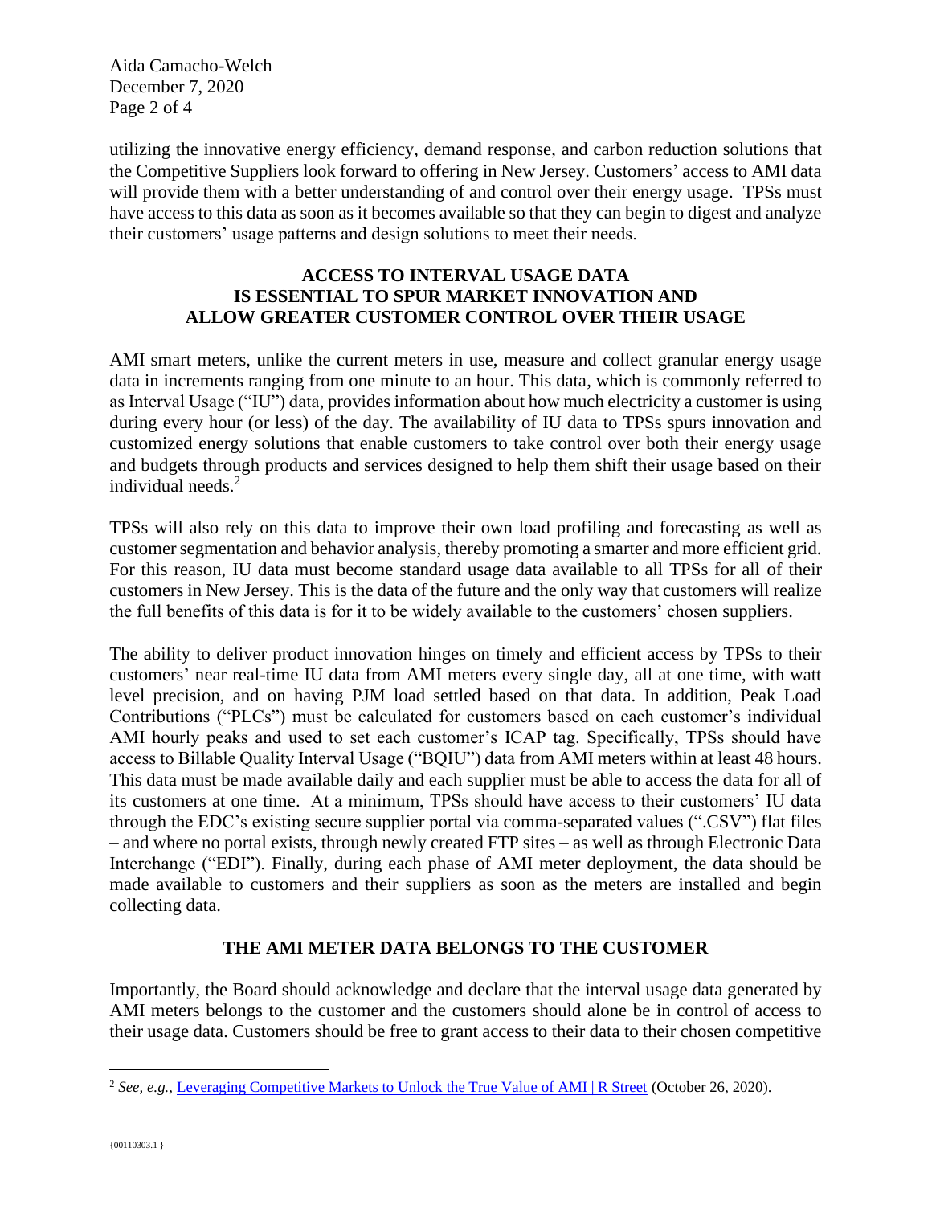utilizing the innovative energy efficiency, demand response, and carbon reduction solutions that the Competitive Suppliers look forward to offering in New Jersey. Customers' access to AMI data will provide them with a better understanding of and control over their energy usage. TPSs must have access to this data as soon as it becomes available so that they can begin to digest and analyze their customers' usage patterns and design solutions to meet their needs.

## ACCESS TO INTERVAL USAGE DATA IS ESSENTIAL TO SPUR MARKET INNOVATION AND ALLOW GREATER CUSTOMER CONTROL OVER THEIR USAGE

AMI smart meters, unlike the current meters in use, measure and collect granular energy usage data in increments ranging from one minute to an hour. This data, which is commonly referred to as Interval Usage ("IU") data, provides information about how much electricity a customer is using during every hour (or less) of the day. The availability of IU data to TPSs spurs innovation and customized energy solutions that enable customers to take control over both their energy usage and budgets through products and services designed to help them shift their usage based on their individual needs.[2]

TPSs will also rely on this data to improve their own load profiling and forecasting as well as customer segmentation and behavior analysis, thereby promoting a smarter and more efficient grid. For this reason, IU data must become standard usage data available to all TPSs for all of their customers in New Jersey. This is the data of the future and the only way that customers will realize the full benefits of this data is for it to be widely available to the customers' chosen suppliers.

The ability to deliver product innovation hinges on timely and efficient access by TPSs to their customers' near real-time IU data from AMI meters every single day, all at one time, with watt level precision, and on having PJM load settled based on that data. In addition, Peak Load Contributions ("PLCs") must be calculated for customers based on each customer's individual AMI hourly peaks and used to set each customer's ICAP tag. Specifically, TPSs should have access to Billable Quality Interval Usage ("BQIU") data from AMI meters within at least 48 hours. This data must be made available daily and each supplier must be able to access the data for all of its customers at one time. At a minimum, TPSs should have access to their customers' IU data through the EDC's existing secure supplier portal via comma-separated values (".CSV") flat files – and where no portal exists, through newly created FTP sites – as well as through Electronic Data Interchange ("EDI"). Finally, during each phase of AMI meter deployment, the data should be made available to customers and their suppliers as soon as the meters are installed and begin collecting data.

## THE AMI METER DATA BELONGS TO THE CUSTOMER

Importantly, the Board should acknowledge and declare that the interval usage data generated by AMI meters belongs to the customer and the customers should alone be in control of access to their usage data. Customers should be free to grant access to their data to their chosen competitive

---

[2] *See, e.g.,* Leveraging Competitive Markets to Unlock the True Value of AMI | R Street (October 26, 2020).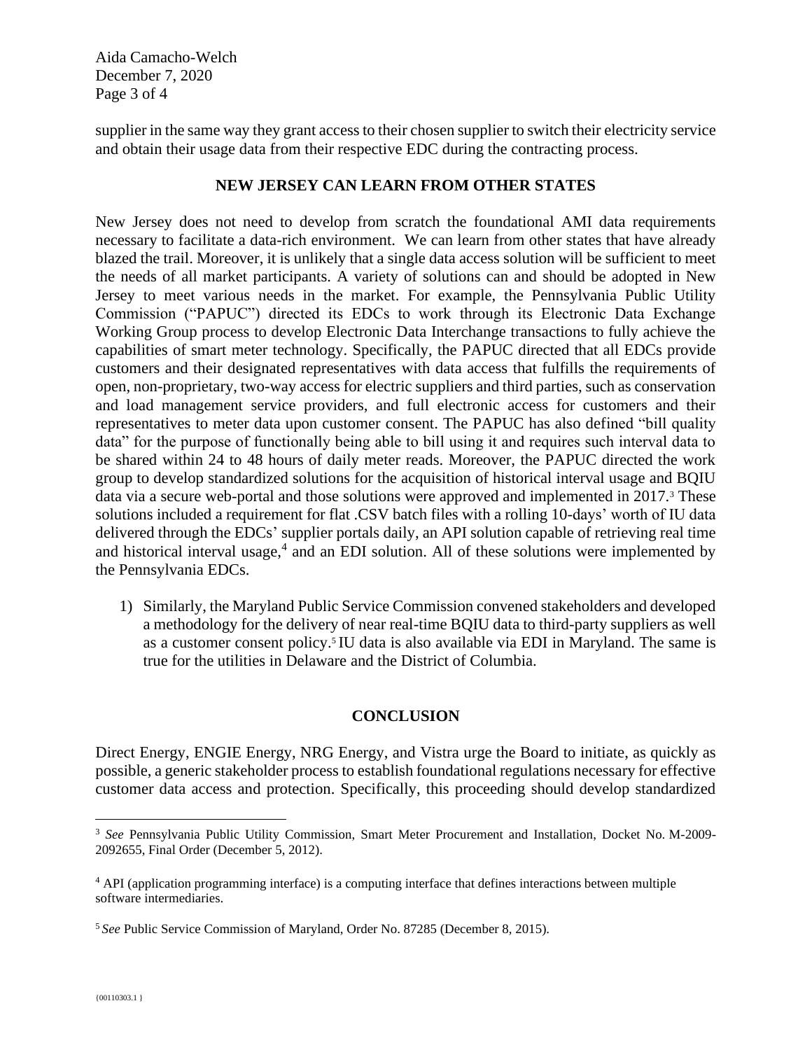supplier in the same way they grant access to their chosen supplier to switch their electricity service and obtain their usage data from their respective EDC during the contracting process.

## NEW JERSEY CAN LEARN FROM OTHER STATES

New Jersey does not need to develop from scratch the foundational AMI data requirements necessary to facilitate a data-rich environment. We can learn from other states that have already blazed the trail. Moreover, it is unlikely that a single data access solution will be sufficient to meet the needs of all market participants. A variety of solutions can and should be adopted in New Jersey to meet various needs in the market. For example, the Pennsylvania Public Utility Commission ("PAPUC") directed its EDCs to work through its Electronic Data Exchange Working Group process to develop Electronic Data Interchange transactions to fully achieve the capabilities of smart meter technology. Specifically, the PAPUC directed that all EDCs provide customers and their designated representatives with data access that fulfills the requirements of open, non-proprietary, two-way access for electric suppliers and third parties, such as conservation and load management service providers, and full electronic access for customers and their representatives to meter data upon customer consent. The PAPUC has also defined "bill quality data" for the purpose of functionally being able to bill using it and requires such interval data to be shared within 24 to 48 hours of daily meter reads. Moreover, the PAPUC directed the work group to develop standardized solutions for the acquisition of historical interval usage and BQIU data via a secure web-portal and those solutions were approved and implemented in 2017.[3] These solutions included a requirement for flat .CSV batch files with a rolling 10-days' worth of IU data delivered through the EDCs' supplier portals daily, an API solution capable of retrieving real time and historical interval usage,[4] and an EDI solution. All of these solutions were implemented by the Pennsylvania EDCs.

1) Similarly, the Maryland Public Service Commission convened stakeholders and developed a methodology for the delivery of near real-time BQIU data to third-party suppliers as well as a customer consent policy.[5] IU data is also available via EDI in Maryland. The same is true for the utilities in Delaware and the District of Columbia.

## CONCLUSION

Direct Energy, ENGIE Energy, NRG Energy, and Vistra urge the Board to initiate, as quickly as possible, a generic stakeholder process to establish foundational regulations necessary for effective customer data access and protection. Specifically, this proceeding should develop standardized

---

[3] *See* Pennsylvania Public Utility Commission, Smart Meter Procurement and Installation, Docket No. M-2009-2092655, Final Order (December 5, 2012).

[4] API (application programming interface) is a computing interface that defines interactions between multiple software intermediaries.

[5] *See* Public Service Commission of Maryland, Order No. 87285 (December 8, 2015).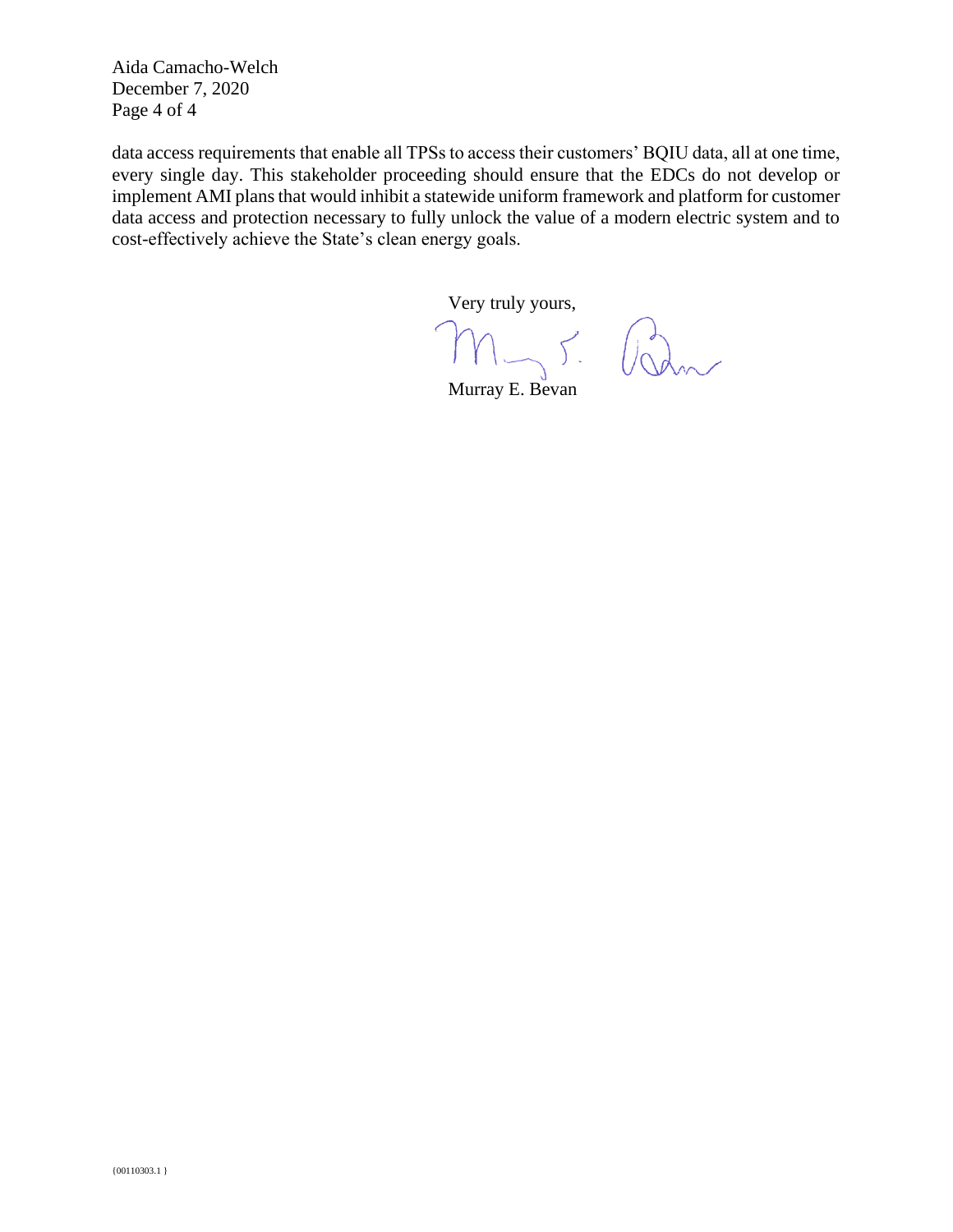data access requirements that enable all TPSs to access their customers' BQIU data, all at one time, every single day. This stakeholder proceeding should ensure that the EDCs do not develop or implement AMI plans that would inhibit a statewide uniform framework and platform for customer data access and protection necessary to fully unlock the value of a modern electric system and to cost-effectively achieve the State's clean energy goals.

Very truly yours,

Murray E. Bevan

{00110303.1 }